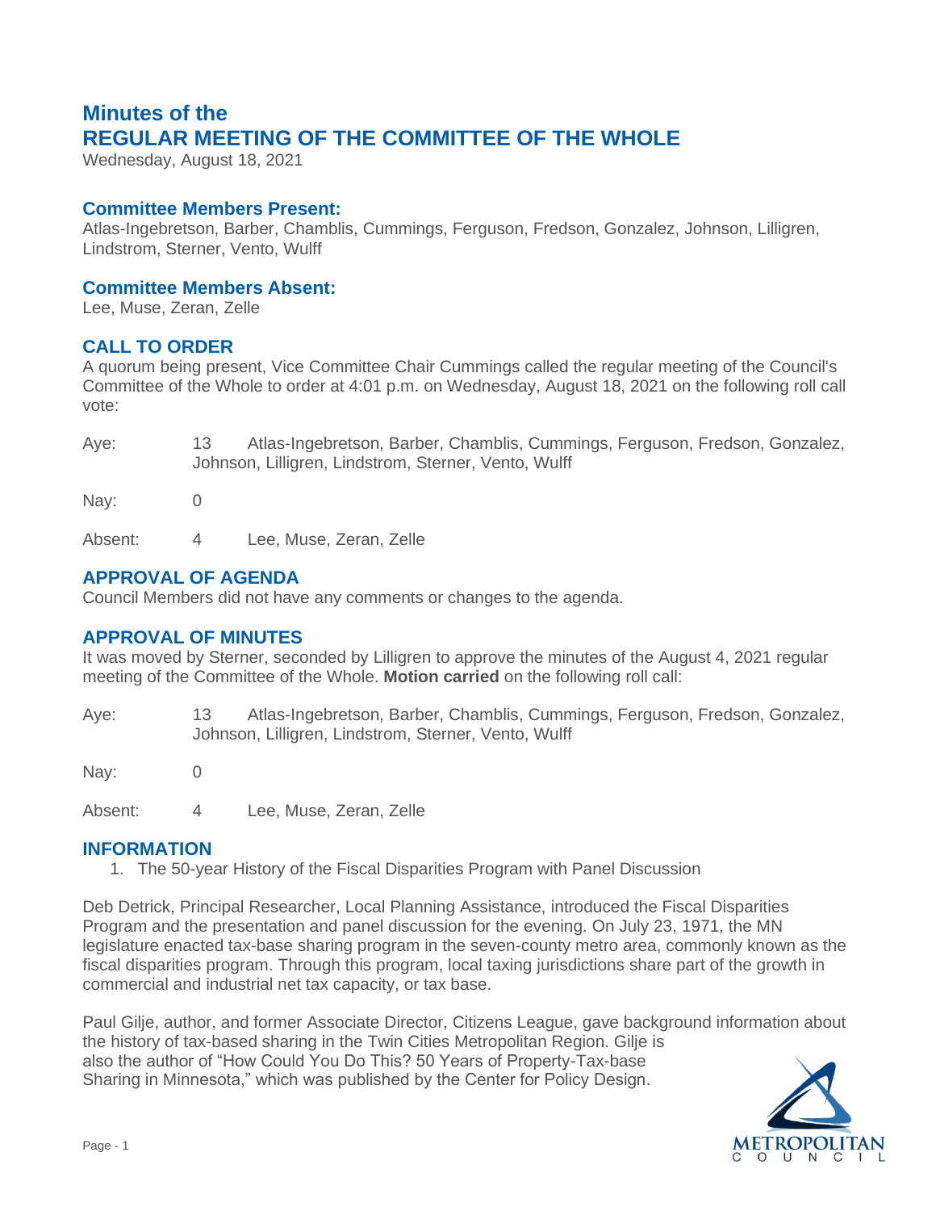# Minutes of the
# REGULAR MEETING OF THE COMMITTEE OF THE WHOLE

Wednesday, August 18, 2021

## Committee Members Present:

Atlas-Ingebretson, Barber, Chamblis, Cummings, Ferguson, Fredson, Gonzalez, Johnson, Lilligren, Lindstrom, Sterner, Vento, Wulff

## Committee Members Absent:

Lee, Muse, Zeran, Zelle

## CALL TO ORDER

A quorum being present, Vice Committee Chair Cummings called the regular meeting of the Council's Committee of the Whole to order at 4:01 p.m. on Wednesday, August 18, 2021 on the following roll call vote:

| | | |
|---|---|---|
| Aye: | 13 | Atlas-Ingebretson, Barber, Chamblis, Cummings, Ferguson, Fredson, Gonzalez, Johnson, Lilligren, Lindstrom, Sterner, Vento, Wulff |
| Nay: | 0 | |
| Absent: | 4 | Lee, Muse, Zeran, Zelle |

## APPROVAL OF AGENDA

Council Members did not have any comments or changes to the agenda.

## APPROVAL OF MINUTES

It was moved by Sterner, seconded by Lilligren to approve the minutes of the August 4, 2021 regular meeting of the Committee of the Whole. **Motion carried** on the following roll call:

| | | |
|---|---|---|
| Aye: | 13 | Atlas-Ingebretson, Barber, Chamblis, Cummings, Ferguson, Fredson, Gonzalez, Johnson, Lilligren, Lindstrom, Sterner, Vento, Wulff |
| Nay: | 0 | |
| Absent: | 4 | Lee, Muse, Zeran, Zelle |

## INFORMATION

1. The 50-year History of the Fiscal Disparities Program with Panel Discussion

Deb Detrick, Principal Researcher, Local Planning Assistance, introduced the Fiscal Disparities Program and the presentation and panel discussion for the evening. On July 23, 1971, the MN legislature enacted tax-base sharing program in the seven-county metro area, commonly known as the fiscal disparities program. Through this program, local taxing jurisdictions share part of the growth in commercial and industrial net tax capacity, or tax base.

Paul Gilje, author, and former Associate Director, Citizens League, gave background information about the history of tax-based sharing in the Twin Cities Metropolitan Region. Gilje is also the author of "How Could You Do This? 50 Years of Property-Tax-base Sharing in Minnesota," which was published by the Center for Policy Design.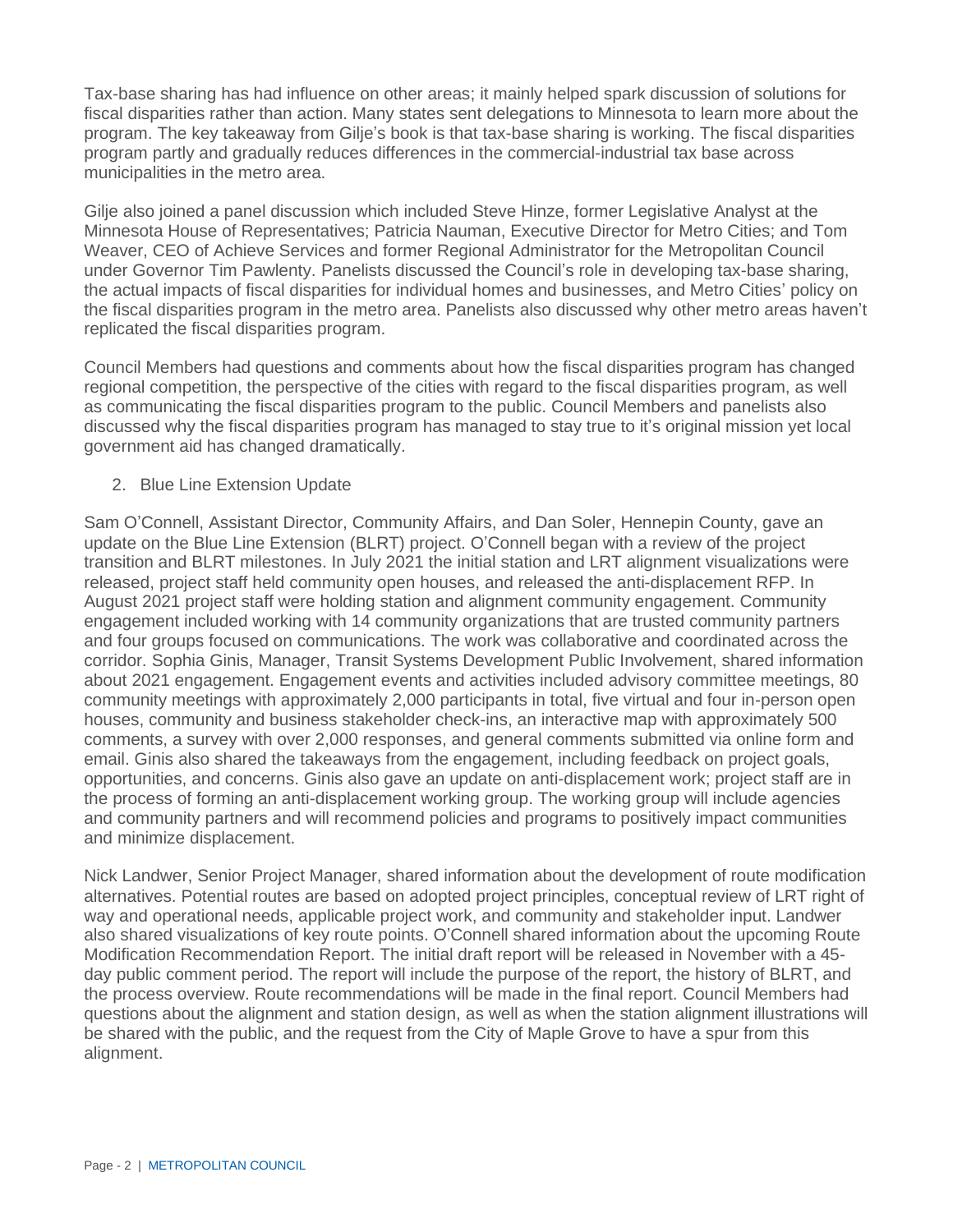Tax-base sharing has had influence on other areas; it mainly helped spark discussion of solutions for fiscal disparities rather than action. Many states sent delegations to Minnesota to learn more about the program. The key takeaway from Gilje's book is that tax-base sharing is working. The fiscal disparities program partly and gradually reduces differences in the commercial-industrial tax base across municipalities in the metro area.

Gilje also joined a panel discussion which included Steve Hinze, former Legislative Analyst at the Minnesota House of Representatives; Patricia Nauman, Executive Director for Metro Cities; and Tom Weaver, CEO of Achieve Services and former Regional Administrator for the Metropolitan Council under Governor Tim Pawlenty. Panelists discussed the Council's role in developing tax-base sharing, the actual impacts of fiscal disparities for individual homes and businesses, and Metro Cities' policy on the fiscal disparities program in the metro area. Panelists also discussed why other metro areas haven't replicated the fiscal disparities program.

Council Members had questions and comments about how the fiscal disparities program has changed regional competition, the perspective of the cities with regard to the fiscal disparities program, as well as communicating the fiscal disparities program to the public. Council Members and panelists also discussed why the fiscal disparities program has managed to stay true to it's original mission yet local government aid has changed dramatically.

2. Blue Line Extension Update

Sam O'Connell, Assistant Director, Community Affairs, and Dan Soler, Hennepin County, gave an update on the Blue Line Extension (BLRT) project. O'Connell began with a review of the project transition and BLRT milestones. In July 2021 the initial station and LRT alignment visualizations were released, project staff held community open houses, and released the anti-displacement RFP. In August 2021 project staff were holding station and alignment community engagement. Community engagement included working with 14 community organizations that are trusted community partners and four groups focused on communications. The work was collaborative and coordinated across the corridor. Sophia Ginis, Manager, Transit Systems Development Public Involvement, shared information about 2021 engagement. Engagement events and activities included advisory committee meetings, 80 community meetings with approximately 2,000 participants in total, five virtual and four in-person open houses, community and business stakeholder check-ins, an interactive map with approximately 500 comments, a survey with over 2,000 responses, and general comments submitted via online form and email. Ginis also shared the takeaways from the engagement, including feedback on project goals, opportunities, and concerns. Ginis also gave an update on anti-displacement work; project staff are in the process of forming an anti-displacement working group. The working group will include agencies and community partners and will recommend policies and programs to positively impact communities and minimize displacement.

Nick Landwer, Senior Project Manager, shared information about the development of route modification alternatives. Potential routes are based on adopted project principles, conceptual review of LRT right of way and operational needs, applicable project work, and community and stakeholder input. Landwer also shared visualizations of key route points. O'Connell shared information about the upcoming Route Modification Recommendation Report. The initial draft report will be released in November with a 45-day public comment period. The report will include the purpose of the report, the history of BLRT, and the process overview. Route recommendations will be made in the final report. Council Members had questions about the alignment and station design, as well as when the station alignment illustrations will be shared with the public, and the request from the City of Maple Grove to have a spur from this alignment.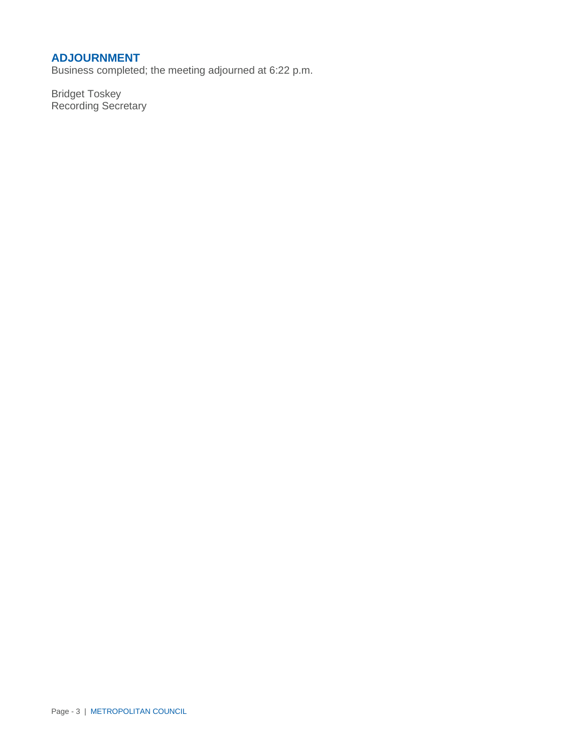## ADJOURNMENT

Business completed; the meeting adjourned at 6:22 p.m.

Bridget Toskey
Recording Secretary